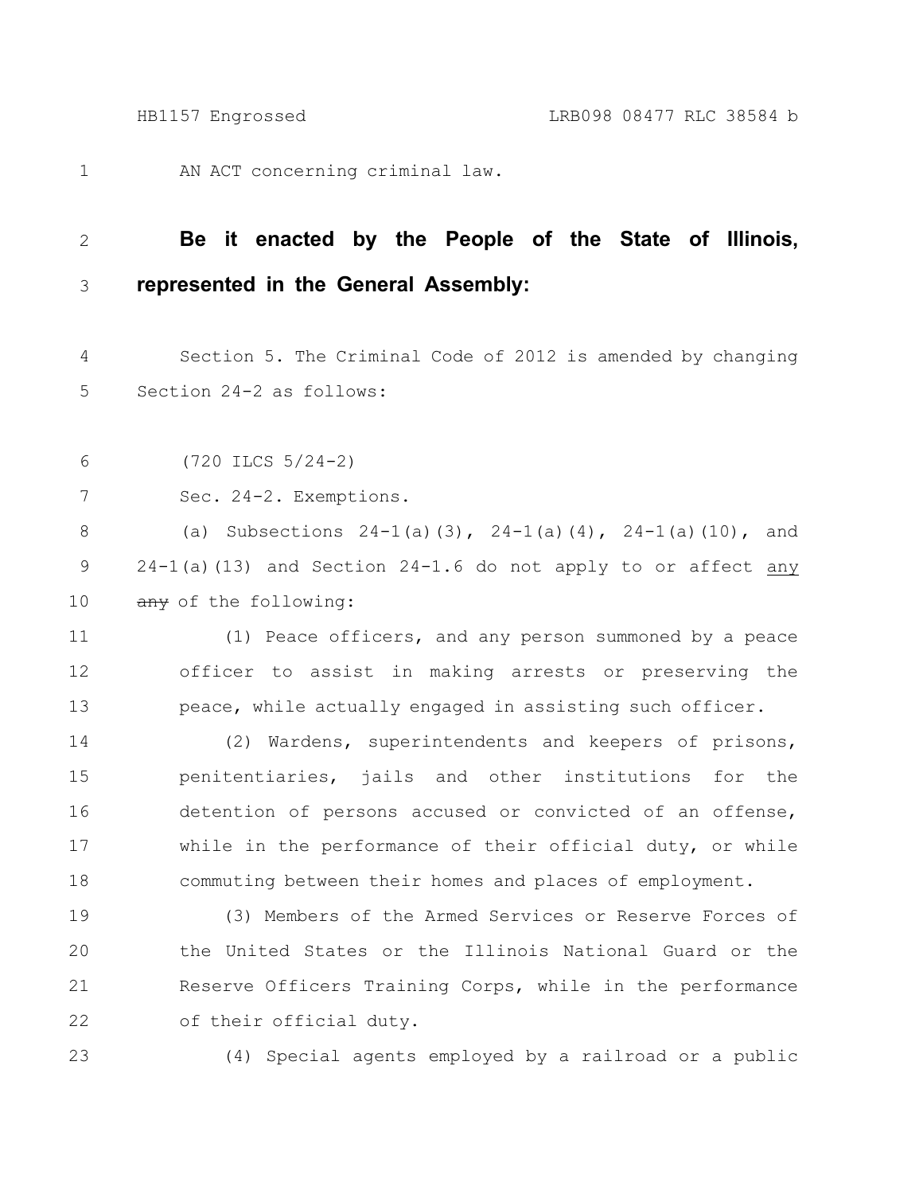AN ACT concerning criminal law.

**Be it enacted by the People of the State of Illinois, represented in the General Assembly:**

Section 5. The Criminal Code of 2012 is amended by changing Section 24-2 as follows:

(720 ILCS 5/24-2)

Sec. 24-2. Exemptions.

(a) Subsections 24-1(a)(3), 24-1(a)(4), 24-1(a)(10), and 24-1(a)(13) and Section 24-1.6 do not apply to or affect any ~~any~~ of the following:

(1) Peace officers, and any person summoned by a peace officer to assist in making arrests or preserving the peace, while actually engaged in assisting such officer.

(2) Wardens, superintendents and keepers of prisons, penitentiaries, jails and other institutions for the detention of persons accused or convicted of an offense, while in the performance of their official duty, or while commuting between their homes and places of employment.

(3) Members of the Armed Services or Reserve Forces of the United States or the Illinois National Guard or the Reserve Officers Training Corps, while in the performance of their official duty.

(4) Special agents employed by a railroad or a public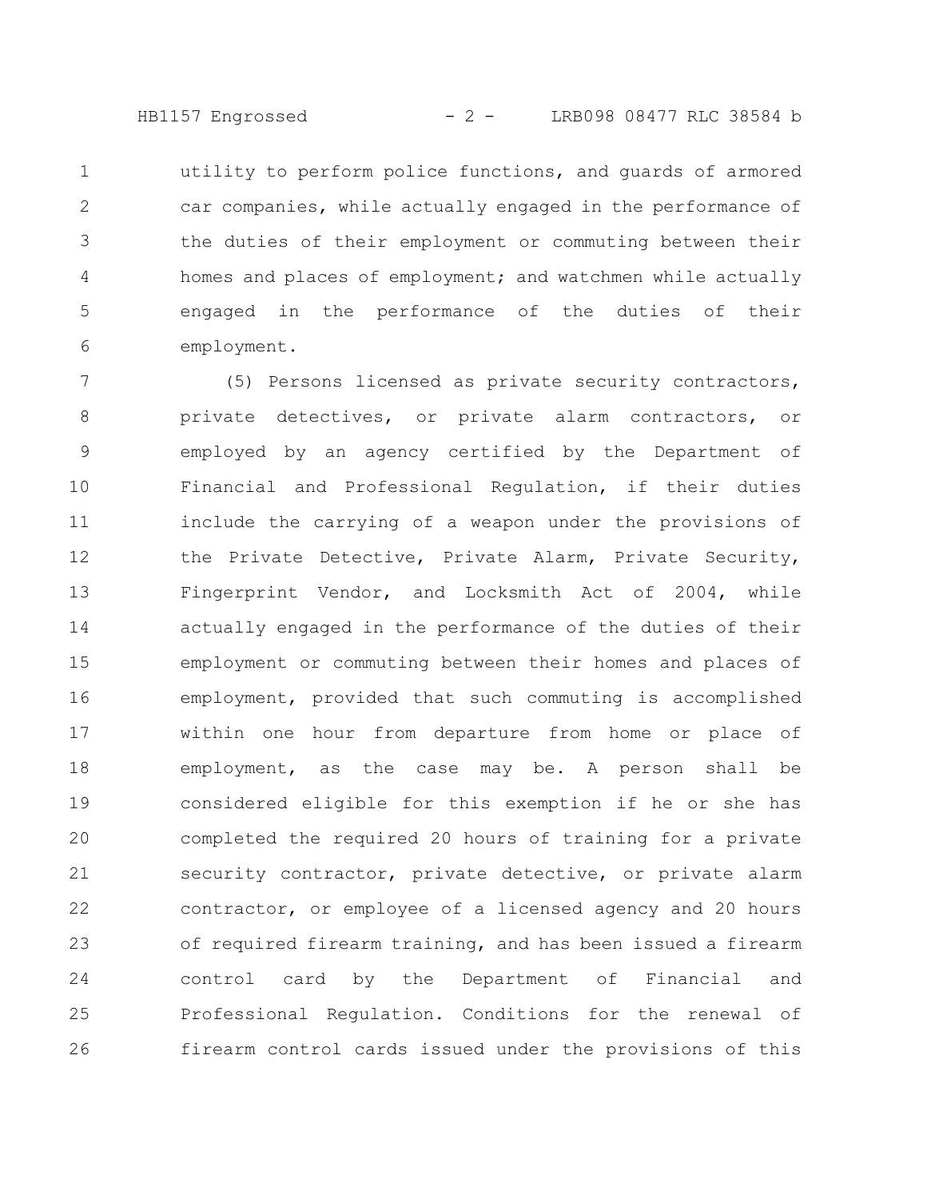utility to perform police functions, and guards of armored car companies, while actually engaged in the performance of the duties of their employment or commuting between their homes and places of employment; and watchmen while actually engaged in the performance of the duties of their employment.

(5) Persons licensed as private security contractors, private detectives, or private alarm contractors, or employed by an agency certified by the Department of Financial and Professional Regulation, if their duties include the carrying of a weapon under the provisions of the Private Detective, Private Alarm, Private Security, Fingerprint Vendor, and Locksmith Act of 2004, while actually engaged in the performance of the duties of their employment or commuting between their homes and places of employment, provided that such commuting is accomplished within one hour from departure from home or place of employment, as the case may be. A person shall be considered eligible for this exemption if he or she has completed the required 20 hours of training for a private security contractor, private detective, or private alarm contractor, or employee of a licensed agency and 20 hours of required firearm training, and has been issued a firearm control card by the Department of Financial and Professional Regulation. Conditions for the renewal of firearm control cards issued under the provisions of this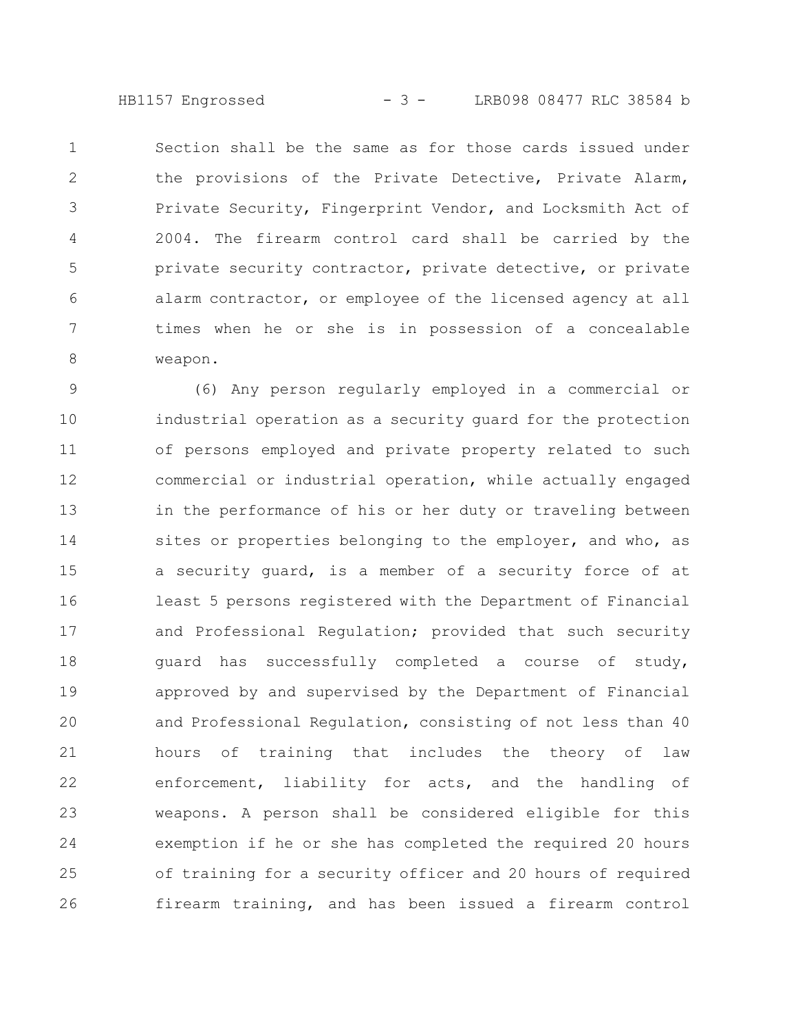Section shall be the same as for those cards issued under the provisions of the Private Detective, Private Alarm, Private Security, Fingerprint Vendor, and Locksmith Act of 2004. The firearm control card shall be carried by the private security contractor, private detective, or private alarm contractor, or employee of the licensed agency at all times when he or she is in possession of a concealable weapon.

(6) Any person regularly employed in a commercial or industrial operation as a security guard for the protection of persons employed and private property related to such commercial or industrial operation, while actually engaged in the performance of his or her duty or traveling between sites or properties belonging to the employer, and who, as a security guard, is a member of a security force of at least 5 persons registered with the Department of Financial and Professional Regulation; provided that such security guard has successfully completed a course of study, approved by and supervised by the Department of Financial and Professional Regulation, consisting of not less than 40 hours of training that includes the theory of law enforcement, liability for acts, and the handling of weapons. A person shall be considered eligible for this exemption if he or she has completed the required 20 hours of training for a security officer and 20 hours of required firearm training, and has been issued a firearm control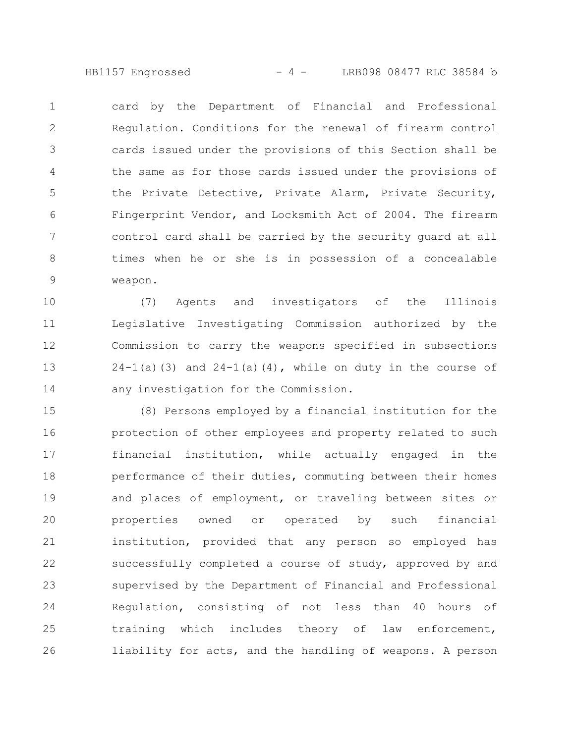card by the Department of Financial and Professional Regulation. Conditions for the renewal of firearm control cards issued under the provisions of this Section shall be the same as for those cards issued under the provisions of the Private Detective, Private Alarm, Private Security, Fingerprint Vendor, and Locksmith Act of 2004. The firearm control card shall be carried by the security guard at all times when he or she is in possession of a concealable weapon.

(7) Agents and investigators of the Illinois Legislative Investigating Commission authorized by the Commission to carry the weapons specified in subsections 24-1(a)(3) and 24-1(a)(4), while on duty in the course of any investigation for the Commission.

(8) Persons employed by a financial institution for the protection of other employees and property related to such financial institution, while actually engaged in the performance of their duties, commuting between their homes and places of employment, or traveling between sites or properties owned or operated by such financial institution, provided that any person so employed has successfully completed a course of study, approved by and supervised by the Department of Financial and Professional Regulation, consisting of not less than 40 hours of training which includes theory of law enforcement, liability for acts, and the handling of weapons. A person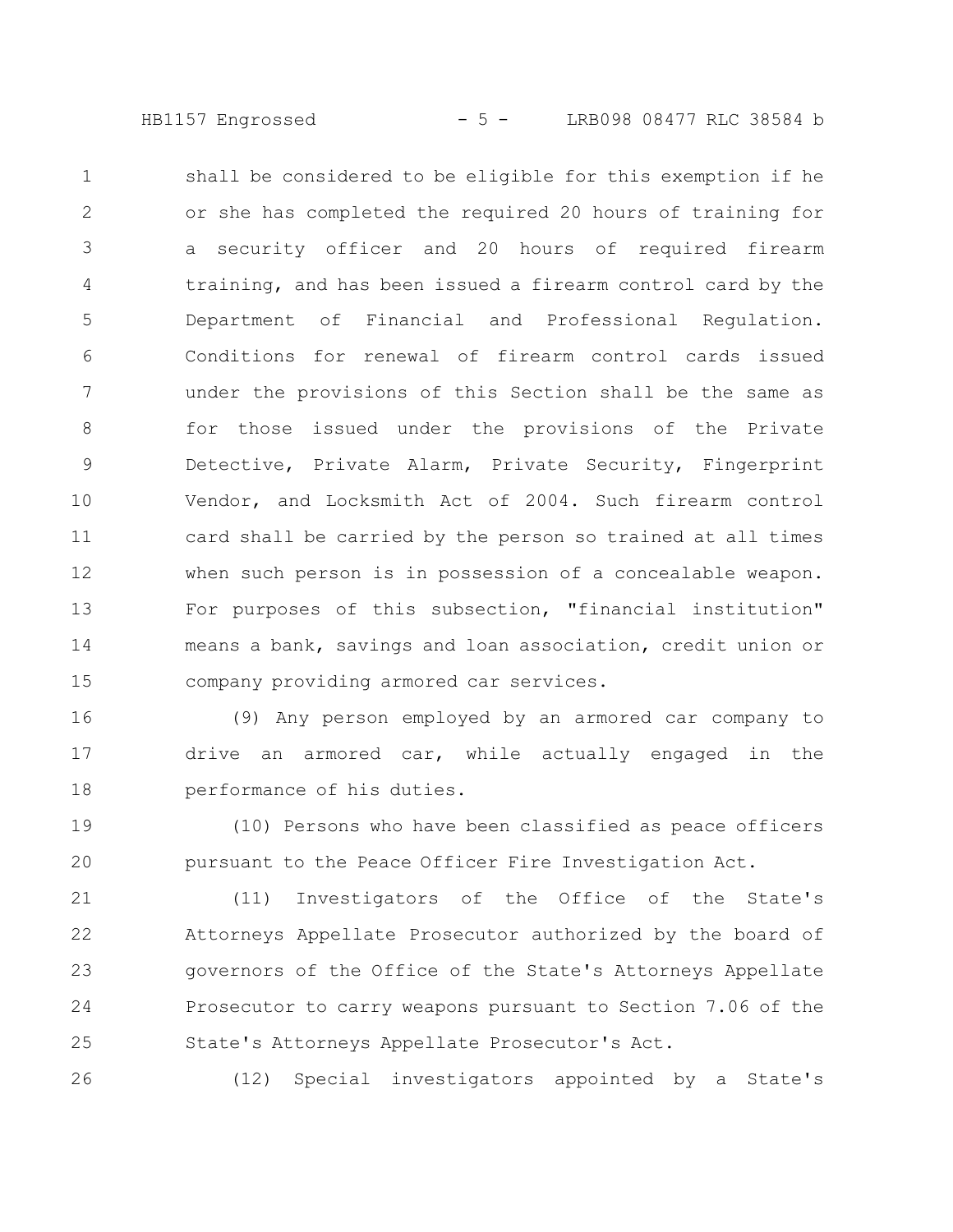shall be considered to be eligible for this exemption if he or she has completed the required 20 hours of training for a security officer and 20 hours of required firearm training, and has been issued a firearm control card by the Department of Financial and Professional Regulation. Conditions for renewal of firearm control cards issued under the provisions of this Section shall be the same as for those issued under the provisions of the Private Detective, Private Alarm, Private Security, Fingerprint Vendor, and Locksmith Act of 2004. Such firearm control card shall be carried by the person so trained at all times when such person is in possession of a concealable weapon. For purposes of this subsection, "financial institution" means a bank, savings and loan association, credit union or company providing armored car services.

(9) Any person employed by an armored car company to drive an armored car, while actually engaged in the performance of his duties.

(10) Persons who have been classified as peace officers pursuant to the Peace Officer Fire Investigation Act.

(11) Investigators of the Office of the State's Attorneys Appellate Prosecutor authorized by the board of governors of the Office of the State's Attorneys Appellate Prosecutor to carry weapons pursuant to Section 7.06 of the State's Attorneys Appellate Prosecutor's Act.

(12) Special investigators appointed by a State's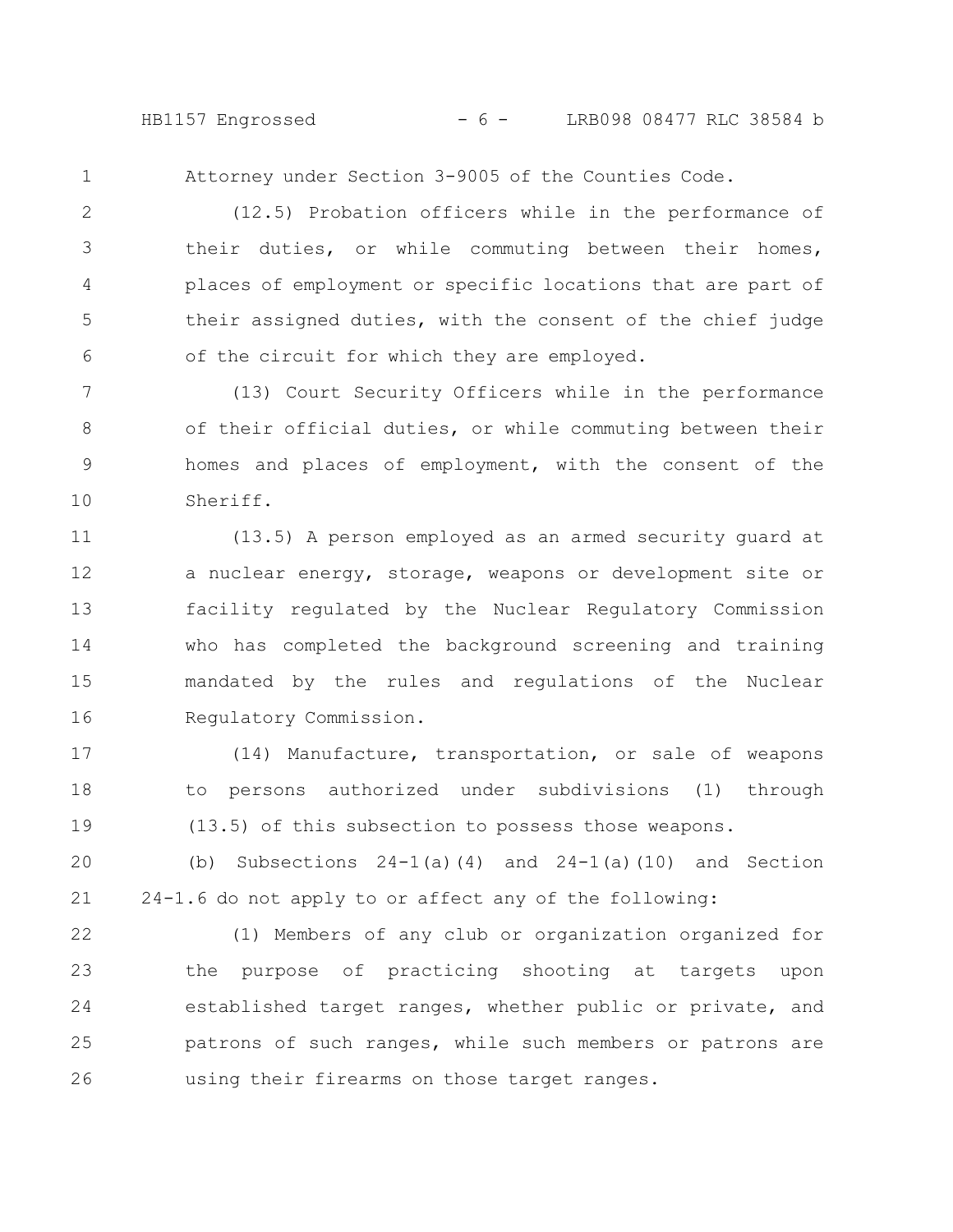Attorney under Section 3-9005 of the Counties Code.

(12.5) Probation officers while in the performance of their duties, or while commuting between their homes, places of employment or specific locations that are part of their assigned duties, with the consent of the chief judge of the circuit for which they are employed.

(13) Court Security Officers while in the performance of their official duties, or while commuting between their homes and places of employment, with the consent of the Sheriff.

(13.5) A person employed as an armed security guard at a nuclear energy, storage, weapons or development site or facility regulated by the Nuclear Regulatory Commission who has completed the background screening and training mandated by the rules and regulations of the Nuclear Regulatory Commission.

(14) Manufacture, transportation, or sale of weapons to persons authorized under subdivisions (1) through (13.5) of this subsection to possess those weapons.

(b) Subsections 24-1(a)(4) and 24-1(a)(10) and Section 24-1.6 do not apply to or affect any of the following:

(1) Members of any club or organization organized for the purpose of practicing shooting at targets upon established target ranges, whether public or private, and patrons of such ranges, while such members or patrons are using their firearms on those target ranges.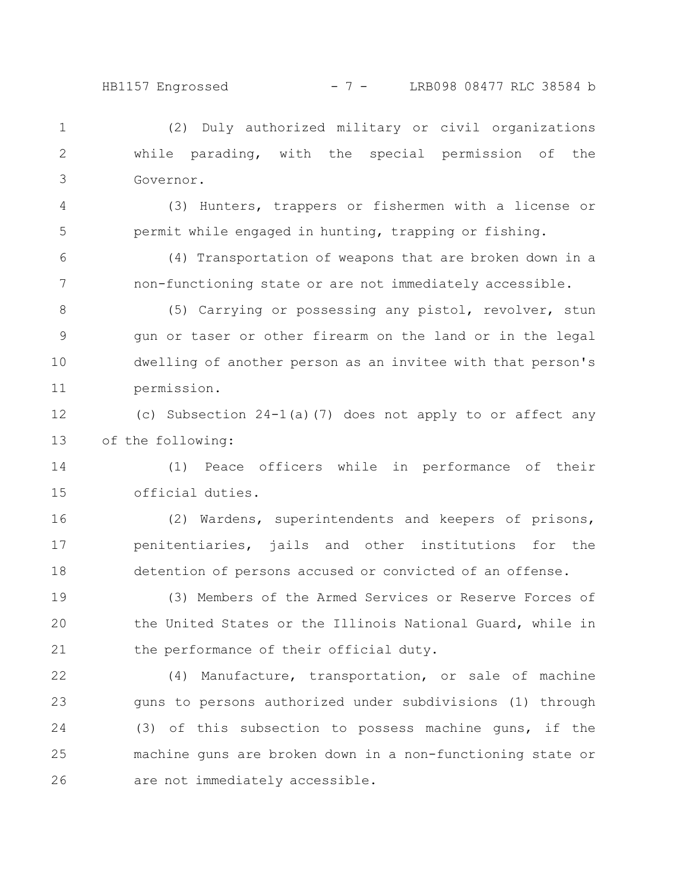(2) Duly authorized military or civil organizations while parading, with the special permission of the Governor.

(3) Hunters, trappers or fishermen with a license or permit while engaged in hunting, trapping or fishing.

(4) Transportation of weapons that are broken down in a non-functioning state or are not immediately accessible.

(5) Carrying or possessing any pistol, revolver, stun gun or taser or other firearm on the land or in the legal dwelling of another person as an invitee with that person's permission.

(c) Subsection 24-1(a)(7) does not apply to or affect any of the following:

(1) Peace officers while in performance of their official duties.

(2) Wardens, superintendents and keepers of prisons, penitentiaries, jails and other institutions for the detention of persons accused or convicted of an offense.

(3) Members of the Armed Services or Reserve Forces of the United States or the Illinois National Guard, while in the performance of their official duty.

(4) Manufacture, transportation, or sale of machine guns to persons authorized under subdivisions (1) through (3) of this subsection to possess machine guns, if the machine guns are broken down in a non-functioning state or are not immediately accessible.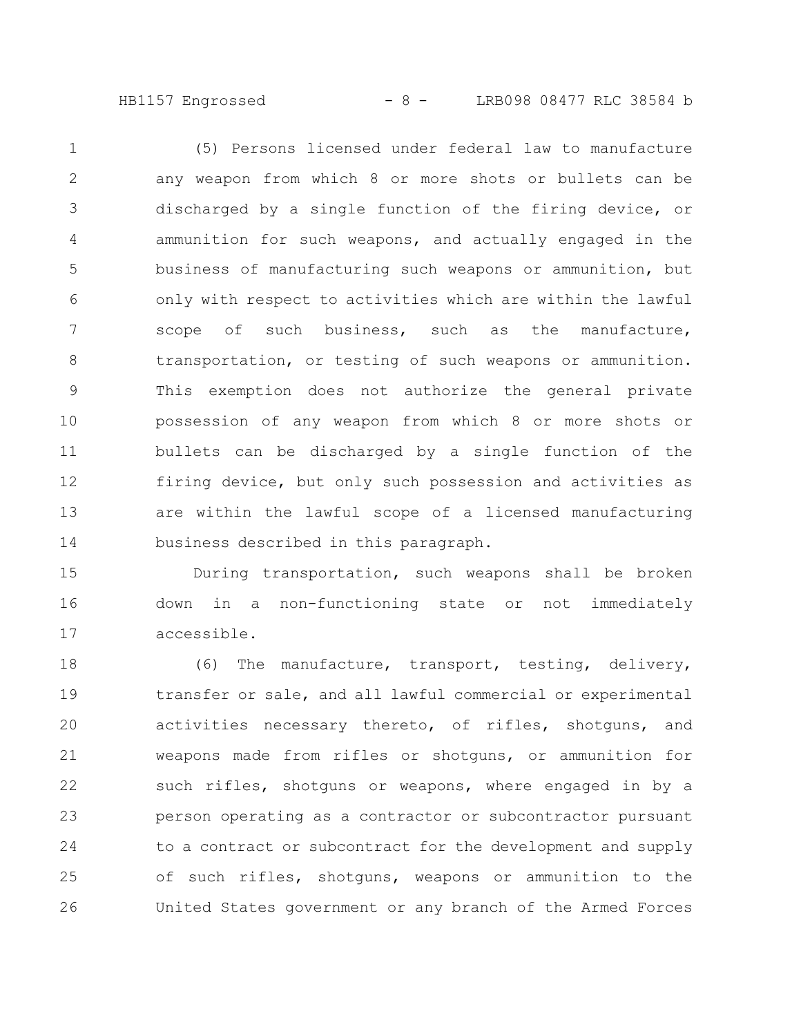(5) Persons licensed under federal law to manufacture any weapon from which 8 or more shots or bullets can be discharged by a single function of the firing device, or ammunition for such weapons, and actually engaged in the business of manufacturing such weapons or ammunition, but only with respect to activities which are within the lawful scope of such business, such as the manufacture, transportation, or testing of such weapons or ammunition. This exemption does not authorize the general private possession of any weapon from which 8 or more shots or bullets can be discharged by a single function of the firing device, but only such possession and activities as are within the lawful scope of a licensed manufacturing business described in this paragraph.

During transportation, such weapons shall be broken down in a non-functioning state or not immediately accessible.

(6) The manufacture, transport, testing, delivery, transfer or sale, and all lawful commercial or experimental activities necessary thereto, of rifles, shotguns, and weapons made from rifles or shotguns, or ammunition for such rifles, shotguns or weapons, where engaged in by a person operating as a contractor or subcontractor pursuant to a contract or subcontract for the development and supply of such rifles, shotguns, weapons or ammunition to the United States government or any branch of the Armed Forces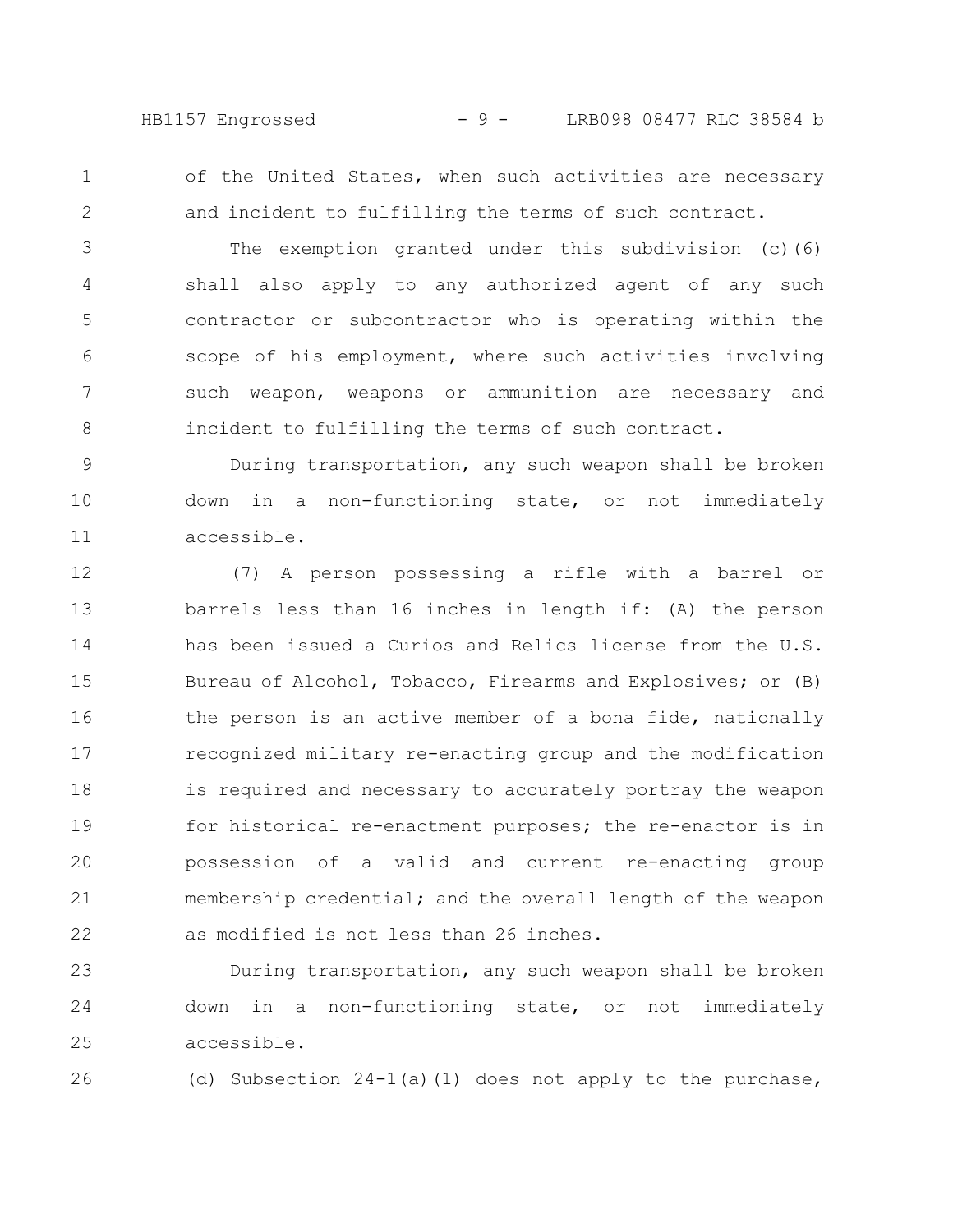of the United States, when such activities are necessary and incident to fulfilling the terms of such contract.

The exemption granted under this subdivision (c)(6) shall also apply to any authorized agent of any such contractor or subcontractor who is operating within the scope of his employment, where such activities involving such weapon, weapons or ammunition are necessary and incident to fulfilling the terms of such contract.

During transportation, any such weapon shall be broken down in a non-functioning state, or not immediately accessible.

(7) A person possessing a rifle with a barrel or barrels less than 16 inches in length if: (A) the person has been issued a Curios and Relics license from the U.S. Bureau of Alcohol, Tobacco, Firearms and Explosives; or (B) the person is an active member of a bona fide, nationally recognized military re-enacting group and the modification is required and necessary to accurately portray the weapon for historical re-enactment purposes; the re-enactor is in possession of a valid and current re-enacting group membership credential; and the overall length of the weapon as modified is not less than 26 inches.

During transportation, any such weapon shall be broken down in a non-functioning state, or not immediately accessible.

(d) Subsection 24-1(a)(1) does not apply to the purchase,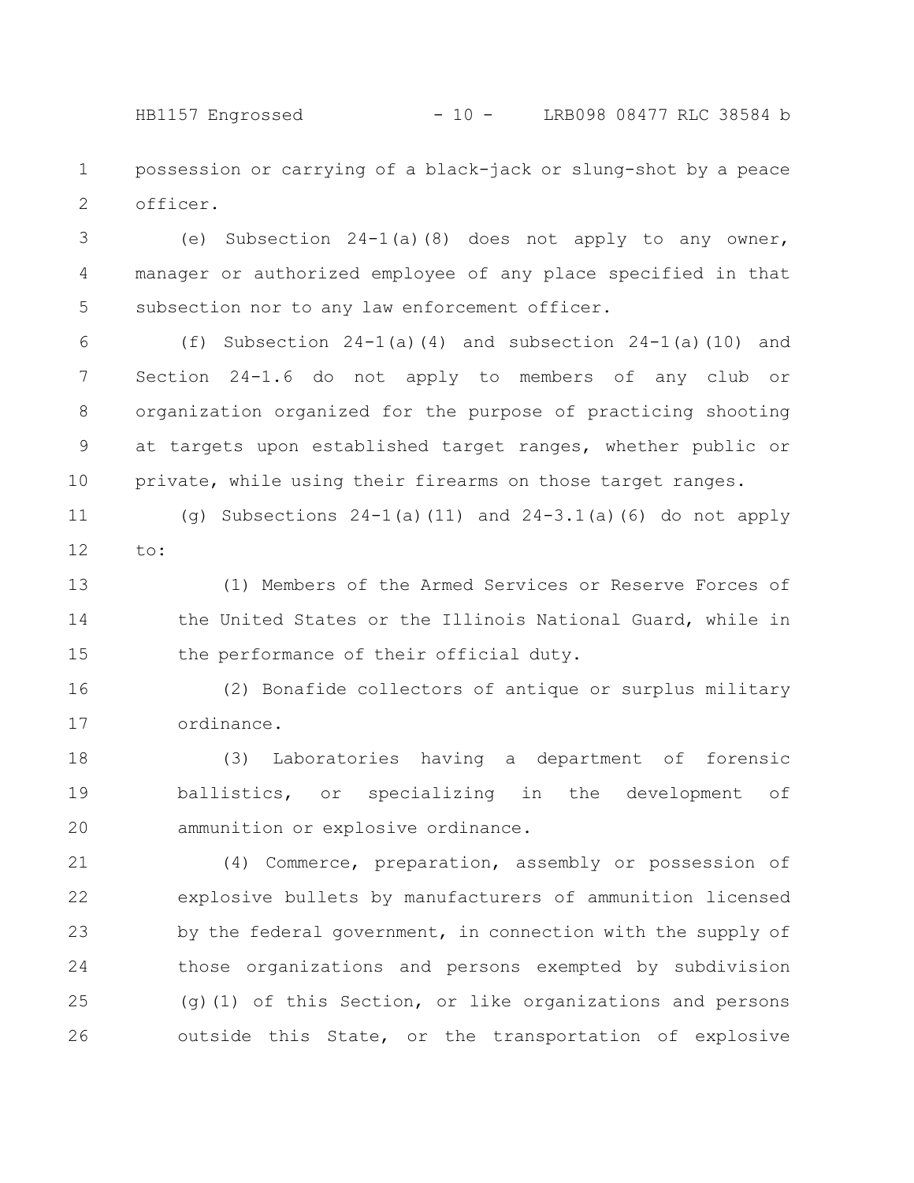possession or carrying of a black-jack or slung-shot by a peace officer.

(e) Subsection 24-1(a)(8) does not apply to any owner, manager or authorized employee of any place specified in that subsection nor to any law enforcement officer.

(f) Subsection 24-1(a)(4) and subsection 24-1(a)(10) and Section 24-1.6 do not apply to members of any club or organization organized for the purpose of practicing shooting at targets upon established target ranges, whether public or private, while using their firearms on those target ranges.

(g) Subsections 24-1(a)(11) and 24-3.1(a)(6) do not apply to:

(1) Members of the Armed Services or Reserve Forces of the United States or the Illinois National Guard, while in the performance of their official duty.

(2) Bonafide collectors of antique or surplus military ordinance.

(3) Laboratories having a department of forensic ballistics, or specializing in the development of ammunition or explosive ordinance.

(4) Commerce, preparation, assembly or possession of explosive bullets by manufacturers of ammunition licensed by the federal government, in connection with the supply of those organizations and persons exempted by subdivision (g)(1) of this Section, or like organizations and persons outside this State, or the transportation of explosive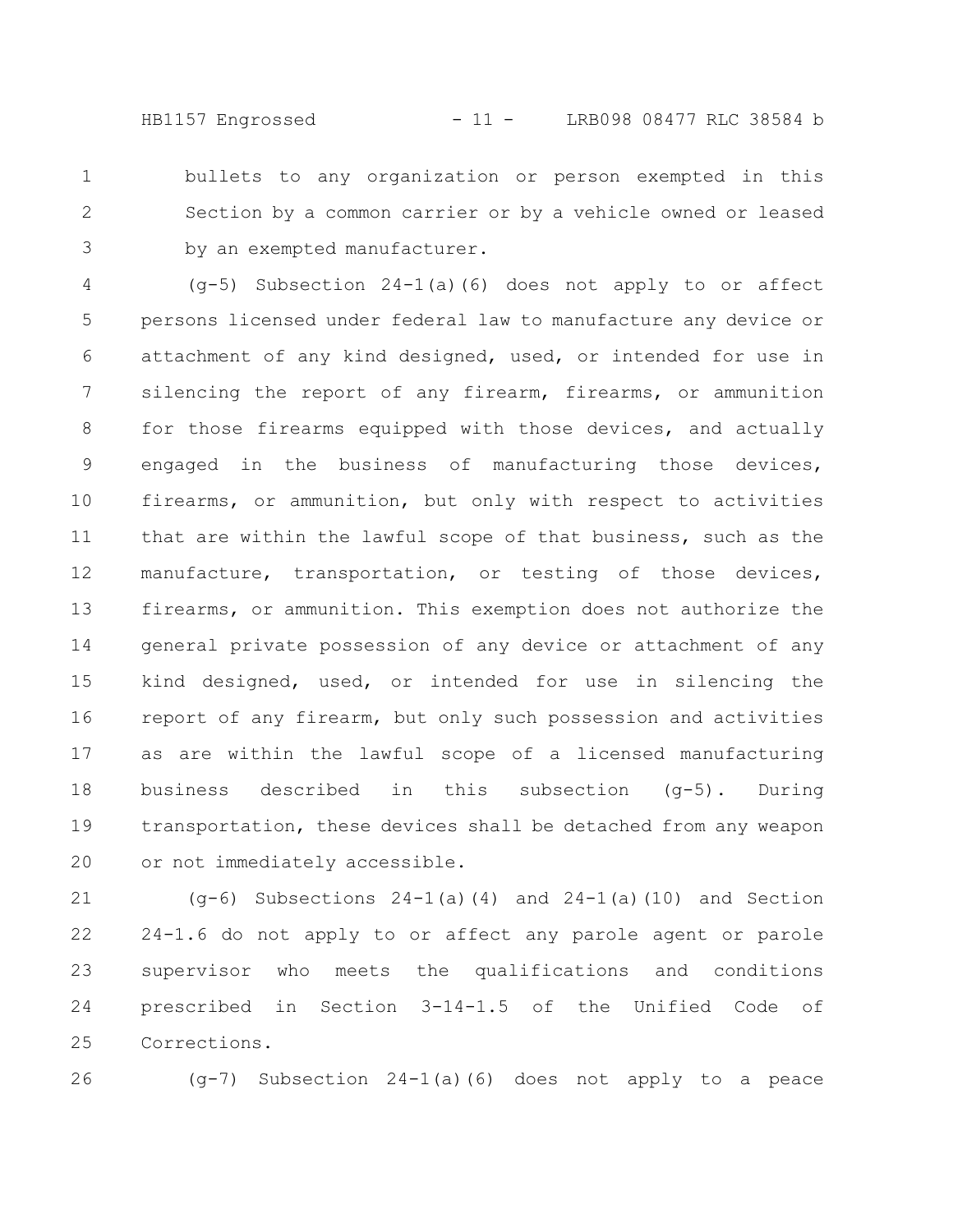bullets to any organization or person exempted in this Section by a common carrier or by a vehicle owned or leased by an exempted manufacturer.

(g-5) Subsection 24-1(a)(6) does not apply to or affect persons licensed under federal law to manufacture any device or attachment of any kind designed, used, or intended for use in silencing the report of any firearm, firearms, or ammunition for those firearms equipped with those devices, and actually engaged in the business of manufacturing those devices, firearms, or ammunition, but only with respect to activities that are within the lawful scope of that business, such as the manufacture, transportation, or testing of those devices, firearms, or ammunition. This exemption does not authorize the general private possession of any device or attachment of any kind designed, used, or intended for use in silencing the report of any firearm, but only such possession and activities as are within the lawful scope of a licensed manufacturing business described in this subsection (g-5). During transportation, these devices shall be detached from any weapon or not immediately accessible.

(g-6) Subsections 24-1(a)(4) and 24-1(a)(10) and Section 24-1.6 do not apply to or affect any parole agent or parole supervisor who meets the qualifications and conditions prescribed in Section 3-14-1.5 of the Unified Code of Corrections.

(g-7) Subsection 24-1(a)(6) does not apply to a peace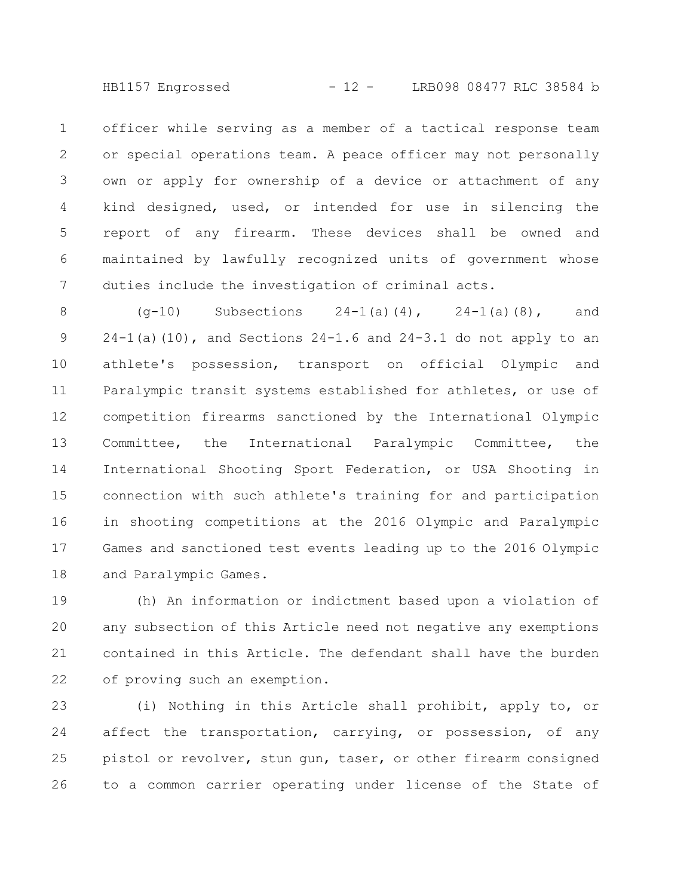officer while serving as a member of a tactical response team or special operations team. A peace officer may not personally own or apply for ownership of a device or attachment of any kind designed, used, or intended for use in silencing the report of any firearm. These devices shall be owned and maintained by lawfully recognized units of government whose duties include the investigation of criminal acts.

(g-10) Subsections 24-1(a)(4), 24-1(a)(8), and 24-1(a)(10), and Sections 24-1.6 and 24-3.1 do not apply to an athlete's possession, transport on official Olympic and Paralympic transit systems established for athletes, or use of competition firearms sanctioned by the International Olympic Committee, the International Paralympic Committee, the International Shooting Sport Federation, or USA Shooting in connection with such athlete's training for and participation in shooting competitions at the 2016 Olympic and Paralympic Games and sanctioned test events leading up to the 2016 Olympic and Paralympic Games.

(h) An information or indictment based upon a violation of any subsection of this Article need not negative any exemptions contained in this Article. The defendant shall have the burden of proving such an exemption.

(i) Nothing in this Article shall prohibit, apply to, or affect the transportation, carrying, or possession, of any pistol or revolver, stun gun, taser, or other firearm consigned to a common carrier operating under license of the State of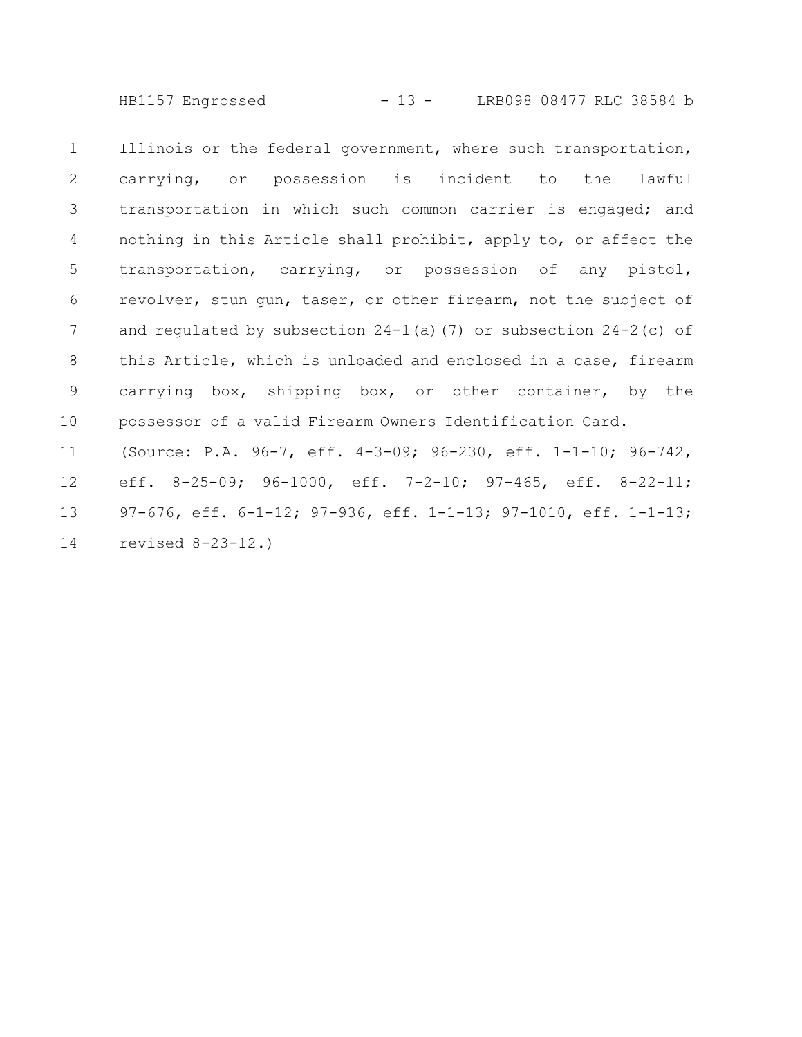Illinois or the federal government, where such transportation, carrying, or possession is incident to the lawful transportation in which such common carrier is engaged; and nothing in this Article shall prohibit, apply to, or affect the transportation, carrying, or possession of any pistol, revolver, stun gun, taser, or other firearm, not the subject of and regulated by subsection 24-1(a)(7) or subsection 24-2(c) of this Article, which is unloaded and enclosed in a case, firearm carrying box, shipping box, or other container, by the possessor of a valid Firearm Owners Identification Card.

(Source: P.A. 96-7, eff. 4-3-09; 96-230, eff. 1-1-10; 96-742, eff. 8-25-09; 96-1000, eff. 7-2-10; 97-465, eff. 8-22-11; 97-676, eff. 6-1-12; 97-936, eff. 1-1-13; 97-1010, eff. 1-1-13; revised 8-23-12.)